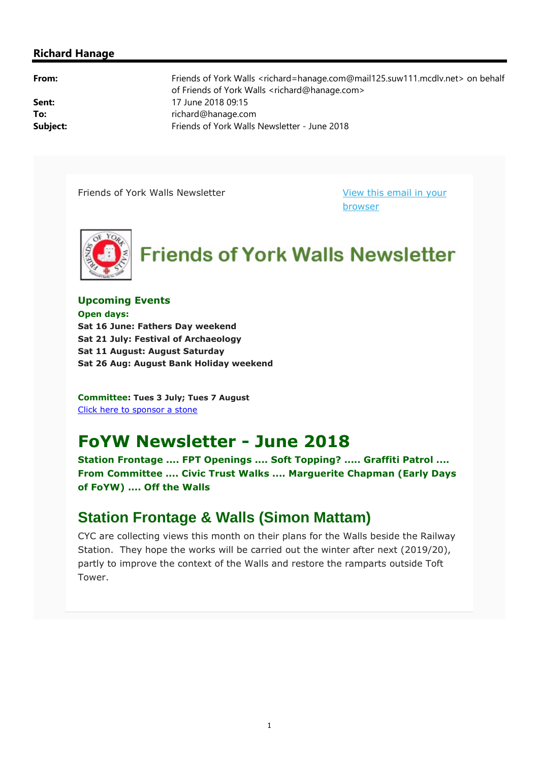## Richard Hanage

| | |
|---|---|
| **From:** | Friends of York Walls <richard=hanage.com@mail125.suw111.mcdlv.net> on behalf of Friends of York Walls <richard@hanage.com> |
| **Sent:** | 17 June 2018 09:15 |
| **To:** | richard@hanage.com |
| **Subject:** | Friends of York Walls Newsletter - June 2018 |

Friends of York Walls Newsletter

[View this email in your browser]

# Friends of York Walls Newsletter

### Upcoming Events

**Open days:**

**Sat 16 June: Fathers Day weekend**
**Sat 21 July: Festival of Archaeology**
**Sat 11 August: August Saturday**
**Sat 26 Aug: August Bank Holiday weekend**

**Committee: Tues 3 July; Tues 7 August**

[Click here to sponsor a stone]

# FoYW Newsletter - June 2018

**Station Frontage .... FPT Openings .... Soft Topping? ..... Graffiti Patrol .... From Committee .... Civic Trust Walks .... Marguerite Chapman (Early Days of FoYW) .... Off the Walls**

## Station Frontage & Walls (Simon Mattam)

CYC are collecting views this month on their plans for the Walls beside the Railway Station. They hope the works will be carried out the winter after next (2019/20), partly to improve the context of the Walls and restore the ramparts outside Toft Tower.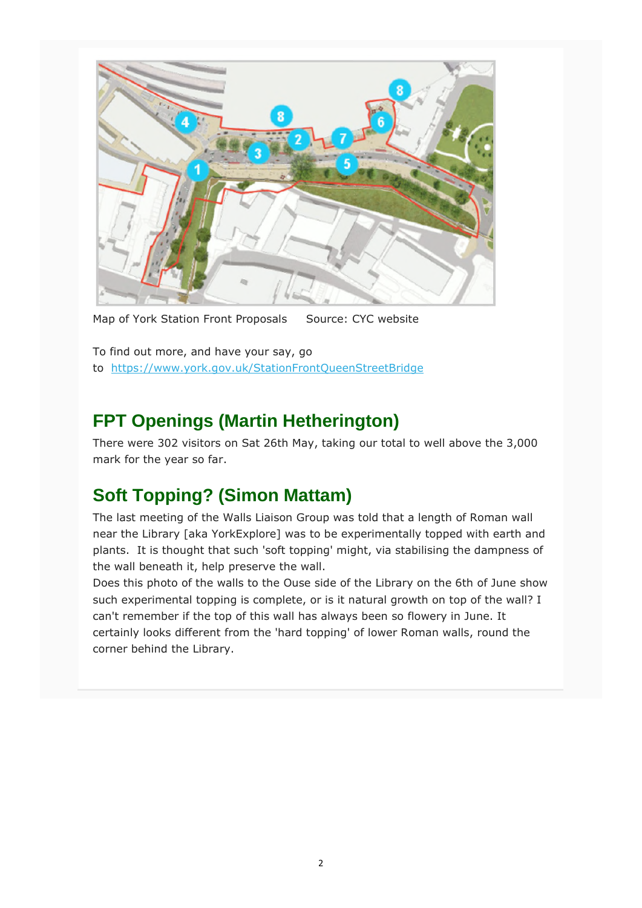Map of York Station Front Proposals     Source: CYC website

To find out more, and have your say, go to [https://www.york.gov.uk/StationFrontQueenStreetBridge](https://www.york.gov.uk/StationFrontQueenStreetBridge)

## FPT Openings (Martin Hetherington)

There were 302 visitors on Sat 26th May, taking our total to well above the 3,000 mark for the year so far.

## Soft Topping? (Simon Mattam)

The last meeting of the Walls Liaison Group was told that a length of Roman wall near the Library [aka YorkExplore] was to be experimentally topped with earth and plants.  It is thought that such 'soft topping' might, via stabilising the dampness of the wall beneath it, help preserve the wall.

Does this photo of the walls to the Ouse side of the Library on the 6th of June show such experimental topping is complete, or is it natural growth on top of the wall? I can't remember if the top of this wall has always been so flowery in June. It certainly looks different from the 'hard topping' of lower Roman walls, round the corner behind the Library.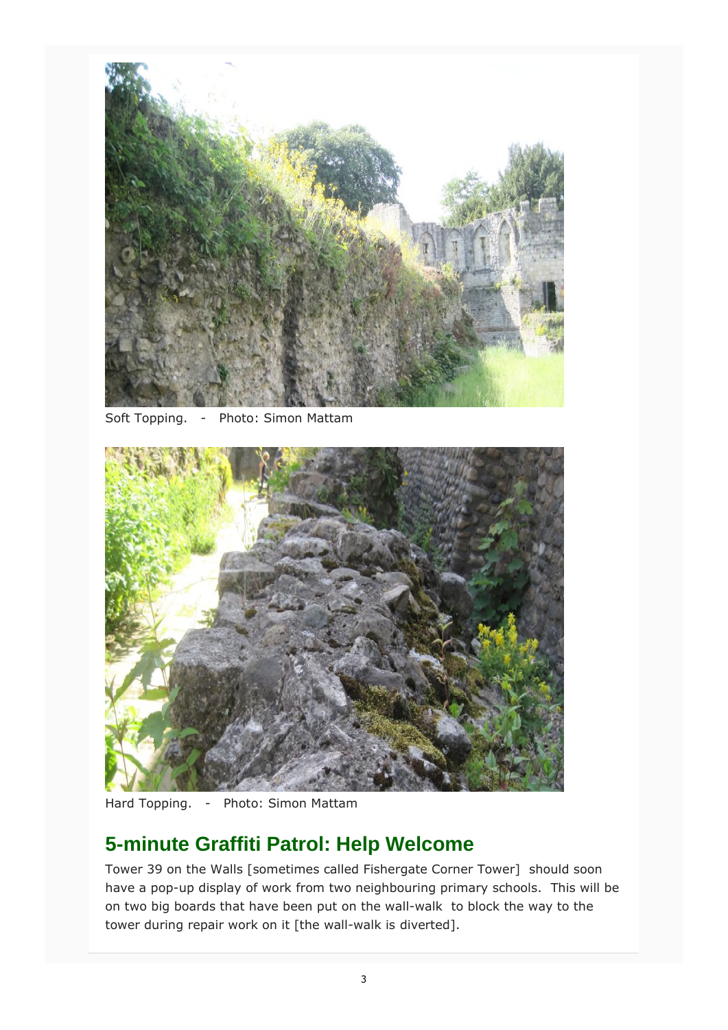Soft Topping. - Photo: Simon Mattam

Hard Topping. - Photo: Simon Mattam

## 5-minute Graffiti Patrol: Help Welcome

Tower 39 on the Walls [sometimes called Fishergate Corner Tower] should soon have a pop-up display of work from two neighbouring primary schools. This will be on two big boards that have been put on the wall-walk to block the way to the tower during repair work on it [the wall-walk is diverted].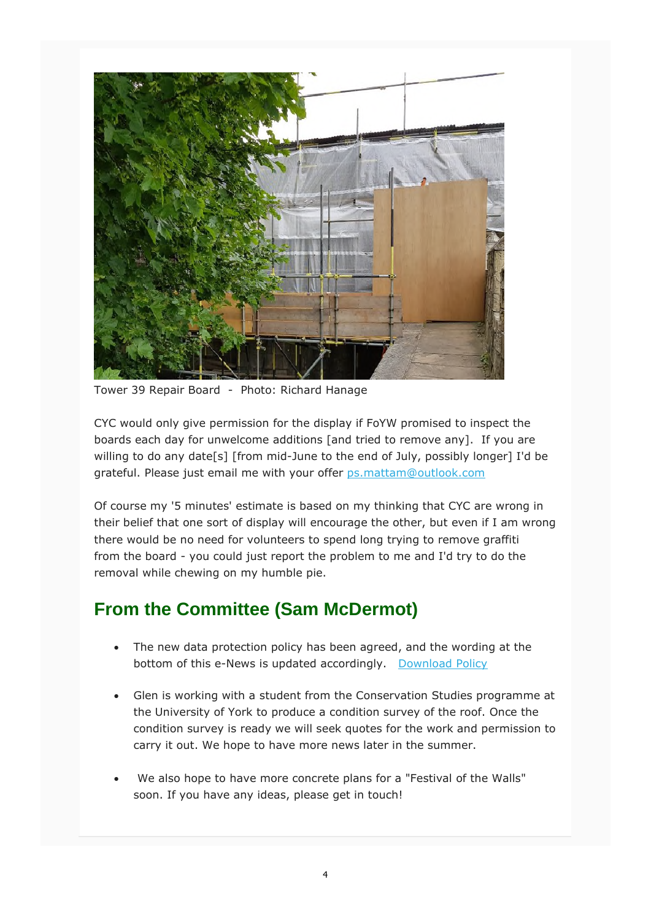Tower 39 Repair Board  -  Photo: Richard Hanage

CYC would only give permission for the display if FoYW promised to inspect the boards each day for unwelcome additions [and tried to remove any].  If you are willing to do any date[s] [from mid-June to the end of July, possibly longer] I'd be grateful. Please just email me with your offer ps.mattam@outlook.com

Of course my '5 minutes' estimate is based on my thinking that CYC are wrong in their belief that one sort of display will encourage the other, but even if I am wrong there would be no need for volunteers to spend long trying to remove graffiti from the board - you could just report the problem to me and I'd try to do the removal while chewing on my humble pie.

## From the Committee (Sam McDermot)

- The new data protection policy has been agreed, and the wording at the bottom of this e-News is updated accordingly.   Download Policy
- Glen is working with a student from the Conservation Studies programme at the University of York to produce a condition survey of the roof. Once the condition survey is ready we will seek quotes for the work and permission to carry it out. We hope to have more news later in the summer.
- We also hope to have more concrete plans for a "Festival of the Walls" soon. If you have any ideas, please get in touch!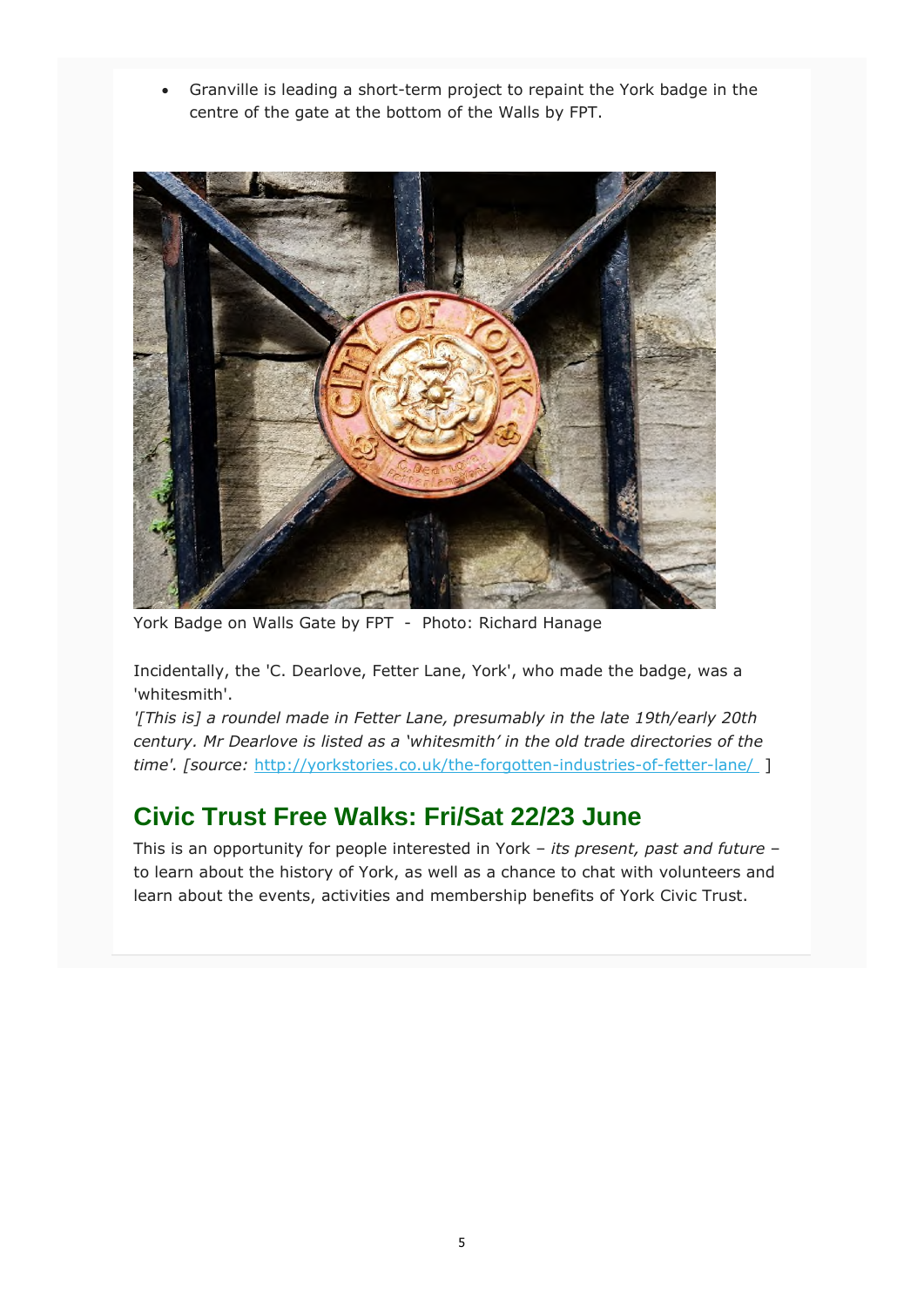- Granville is leading a short-term project to repaint the York badge in the centre of the gate at the bottom of the Walls by FPT.

York Badge on Walls Gate by FPT - Photo: Richard Hanage

Incidentally, the 'C. Dearlove, Fetter Lane, York', who made the badge, was a 'whitesmith'.

*'[This is] a roundel made in Fetter Lane, presumably in the late 19th/early 20th century. Mr Dearlove is listed as a 'whitesmith' in the old trade directories of the time'. [source:* http://yorkstories.co.uk/the-forgotten-industries-of-fetter-lane/ ]

## Civic Trust Free Walks: Fri/Sat 22/23 June

This is an opportunity for people interested in York – *its present, past and future* – to learn about the history of York, as well as a chance to chat with volunteers and learn about the events, activities and membership benefits of York Civic Trust.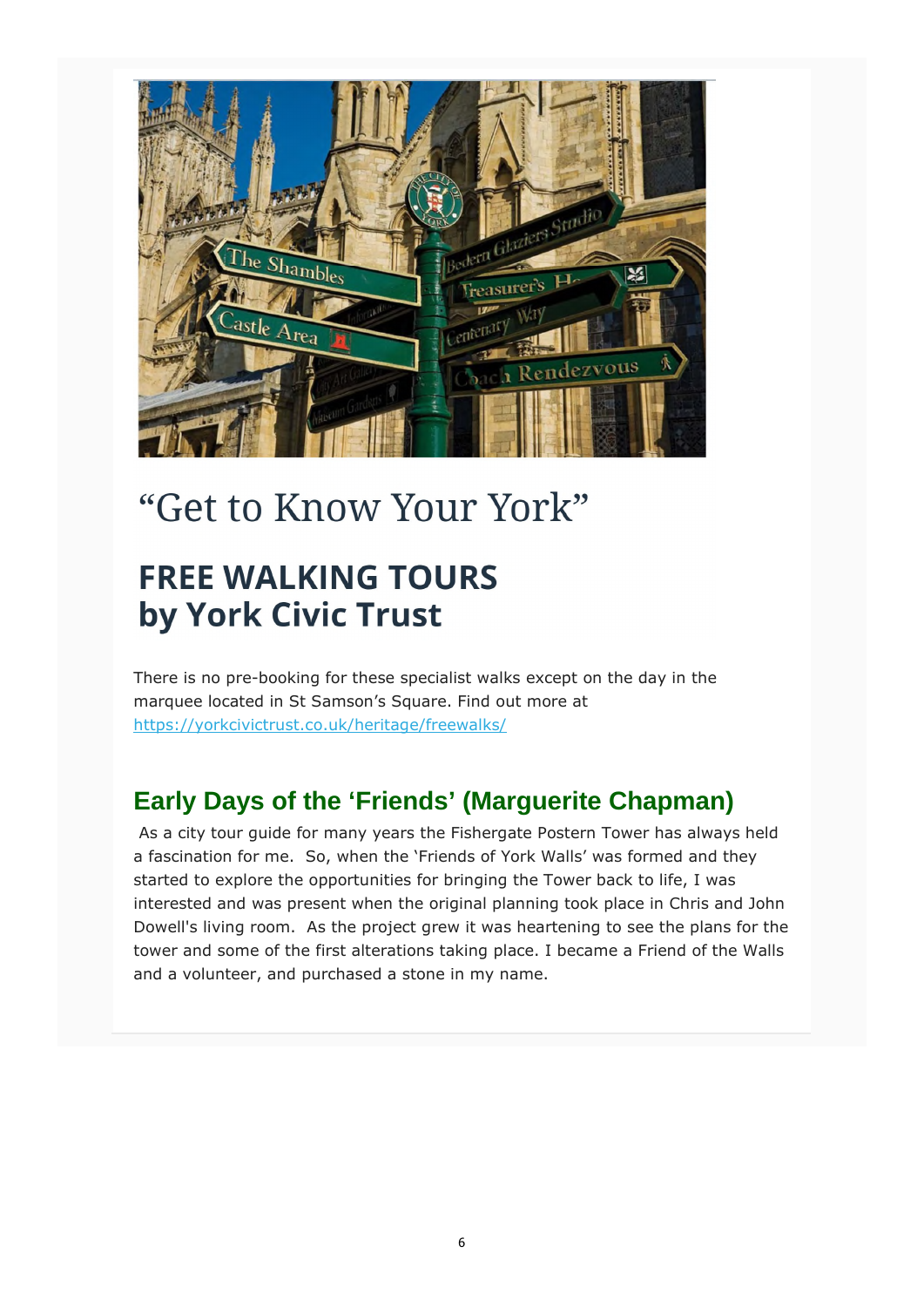# “Get to Know Your York”

## FREE WALKING TOURS by York Civic Trust

There is no pre-booking for these specialist walks except on the day in the marquee located in St Samson’s Square. Find out more at https://yorkcivictrust.co.uk/heritage/freewalks/

## Early Days of the ‘Friends’ (Marguerite Chapman)

As a city tour guide for many years the Fishergate Postern Tower has always held a fascination for me. So, when the ‘Friends of York Walls’ was formed and they started to explore the opportunities for bringing the Tower back to life, I was interested and was present when the original planning took place in Chris and John Dowell's living room. As the project grew it was heartening to see the plans for the tower and some of the first alterations taking place. I became a Friend of the Walls and a volunteer, and purchased a stone in my name.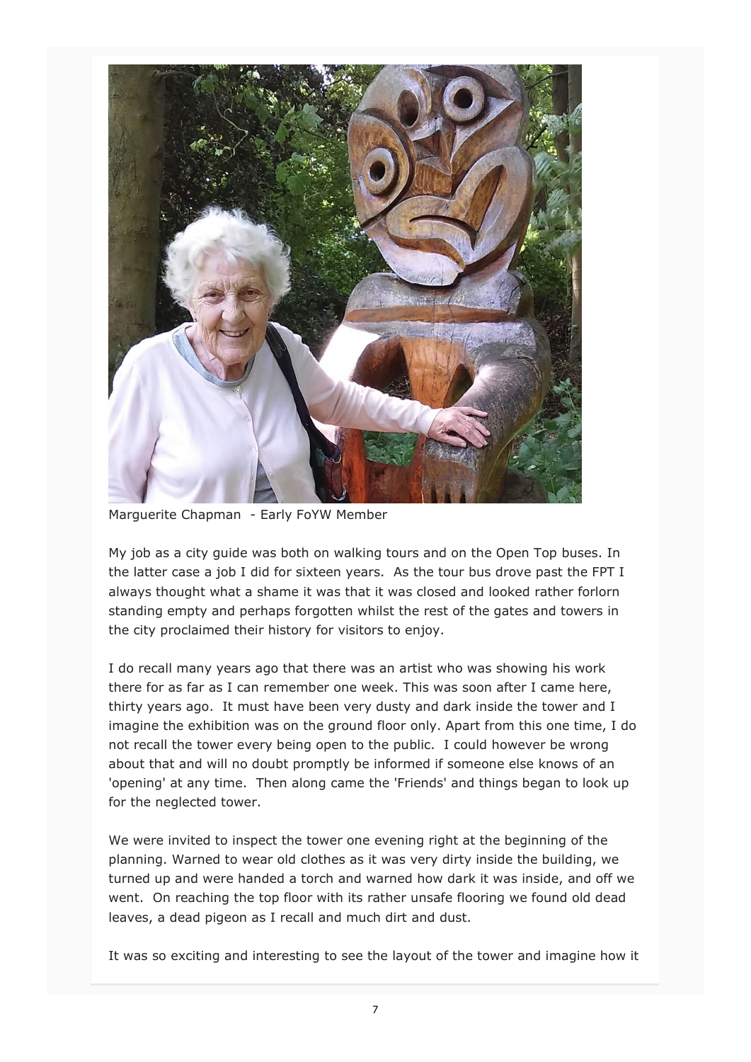Marguerite Chapman - Early FoYW Member

My job as a city guide was both on walking tours and on the Open Top buses. In the latter case a job I did for sixteen years. As the tour bus drove past the FPT I always thought what a shame it was that it was closed and looked rather forlorn standing empty and perhaps forgotten whilst the rest of the gates and towers in the city proclaimed their history for visitors to enjoy.

I do recall many years ago that there was an artist who was showing his work there for as far as I can remember one week. This was soon after I came here, thirty years ago. It must have been very dusty and dark inside the tower and I imagine the exhibition was on the ground floor only. Apart from this one time, I do not recall the tower every being open to the public. I could however be wrong about that and will no doubt promptly be informed if someone else knows of an 'opening' at any time. Then along came the 'Friends' and things began to look up for the neglected tower.

We were invited to inspect the tower one evening right at the beginning of the planning. Warned to wear old clothes as it was very dirty inside the building, we turned up and were handed a torch and warned how dark it was inside, and off we went. On reaching the top floor with its rather unsafe flooring we found old dead leaves, a dead pigeon as I recall and much dirt and dust.

It was so exciting and interesting to see the layout of the tower and imagine how it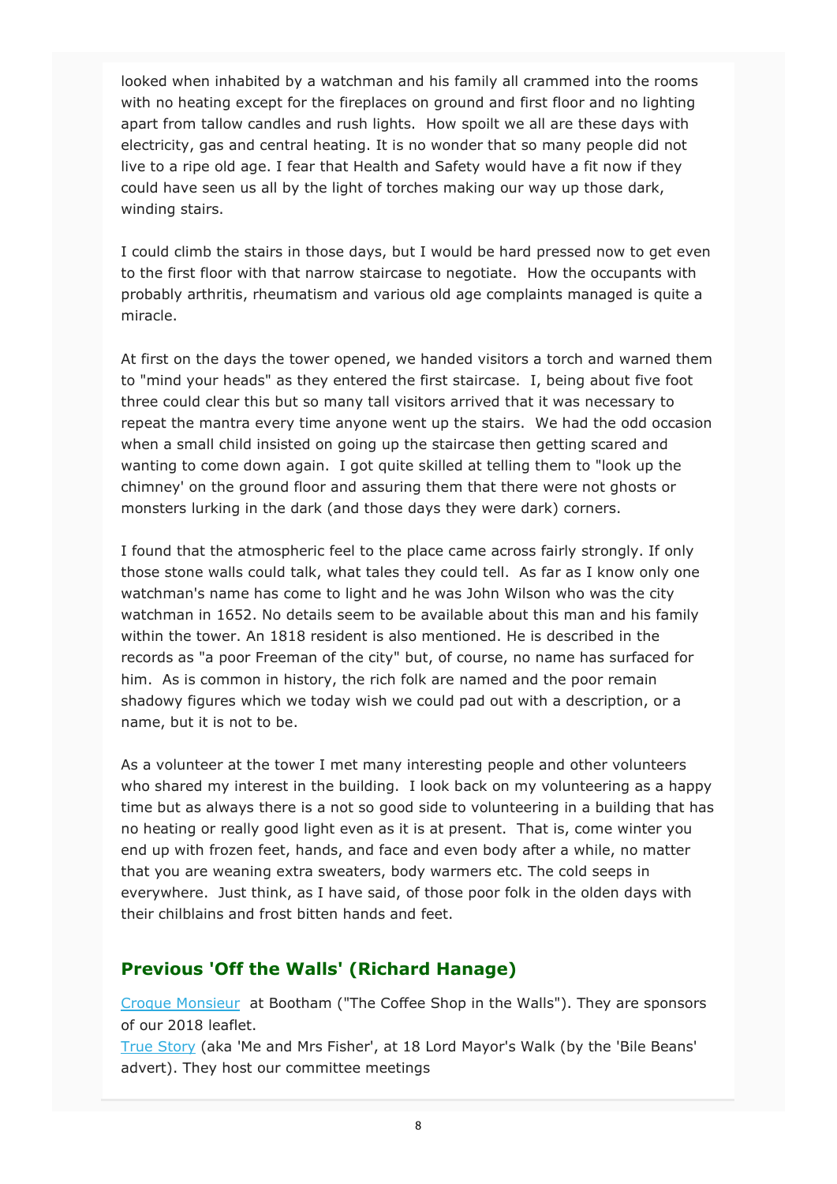looked when inhabited by a watchman and his family all crammed into the rooms with no heating except for the fireplaces on ground and first floor and no lighting apart from tallow candles and rush lights.  How spoilt we all are these days with electricity, gas and central heating. It is no wonder that so many people did not live to a ripe old age. I fear that Health and Safety would have a fit now if they could have seen us all by the light of torches making our way up those dark, winding stairs.

I could climb the stairs in those days, but I would be hard pressed now to get even to the first floor with that narrow staircase to negotiate.  How the occupants with probably arthritis, rheumatism and various old age complaints managed is quite a miracle.

At first on the days the tower opened, we handed visitors a torch and warned them to "mind your heads" as they entered the first staircase.  I, being about five foot three could clear this but so many tall visitors arrived that it was necessary to repeat the mantra every time anyone went up the stairs.  We had the odd occasion when a small child insisted on going up the staircase then getting scared and wanting to come down again.  I got quite skilled at telling them to "look up the chimney' on the ground floor and assuring them that there were not ghosts or monsters lurking in the dark (and those days they were dark) corners.

I found that the atmospheric feel to the place came across fairly strongly. If only those stone walls could talk, what tales they could tell.  As far as I know only one watchman's name has come to light and he was John Wilson who was the city watchman in 1652. No details seem to be available about this man and his family within the tower. An 1818 resident is also mentioned. He is described in the records as "a poor Freeman of the city" but, of course, no name has surfaced for him.  As is common in history, the rich folk are named and the poor remain shadowy figures which we today wish we could pad out with a description, or a name, but it is not to be.

As a volunteer at the tower I met many interesting people and other volunteers who shared my interest in the building.  I look back on my volunteering as a happy time but as always there is a not so good side to volunteering in a building that has no heating or really good light even as it is at present.  That is, come winter you end up with frozen feet, hands, and face and even body after a while, no matter that you are weaning extra sweaters, body warmers etc. The cold seeps in everywhere.  Just think, as I have said, of those poor folk in the olden days with their chilblains and frost bitten hands and feet.

## Previous 'Off the Walls' (Richard Hanage)

Croque Monsieur  at Bootham ("The Coffee Shop in the Walls"). They are sponsors of our 2018 leaflet.
True Story (aka 'Me and Mrs Fisher', at 18 Lord Mayor's Walk (by the 'Bile Beans' advert). They host our committee meetings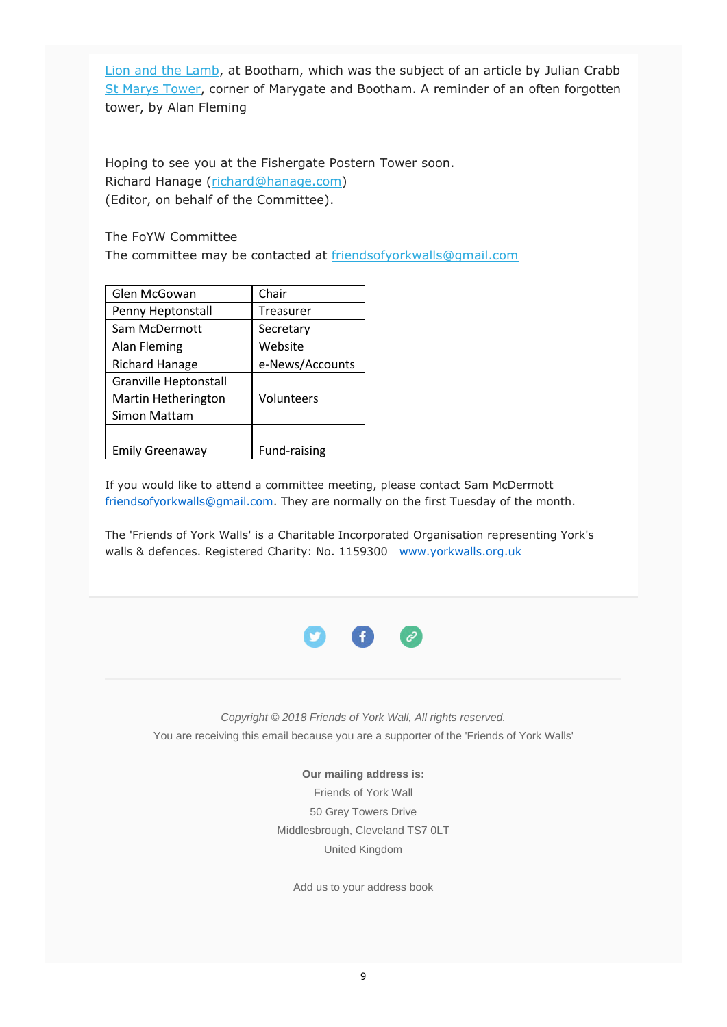[Lion and the Lamb](), at Bootham, which was the subject of an article by Julian Crabb
[St Marys Tower](), corner of Marygate and Bootham. A reminder of an often forgotten tower, by Alan Fleming

Hoping to see you at the Fishergate Postern Tower soon.
Richard Hanage (richard@hanage.com)
(Editor, on behalf of the Committee).

The FoYW Committee
The committee may be contacted at friendsofyorkwalls@gmail.com

| Glen McGowan | Chair |
|---|---|
| Penny Heptonstall | Treasurer |
| Sam McDermott | Secretary |
| Alan Fleming | Website |
| Richard Hanage | e-News/Accounts |
| Granville Heptonstall | |
| Martin Hetherington | Volunteers |
| Simon Mattam | |
| | |
| Emily Greenaway | Fund-raising |

If you would like to attend a committee meeting, please contact Sam McDermott friendsofyorkwalls@gmail.com. They are normally on the first Tuesday of the month.

The 'Friends of York Walls' is a Charitable Incorporated Organisation representing York's walls & defences. Registered Charity: No. 1159300   www.yorkwalls.org.uk

*Copyright © 2018 Friends of York Wall, All rights reserved.*
You are receiving this email because you are a supporter of the 'Friends of York Walls'

**Our mailing address is:**
Friends of York Wall
50 Grey Towers Drive
Middlesbrough, Cleveland TS7 0LT
United Kingdom

Add us to your address book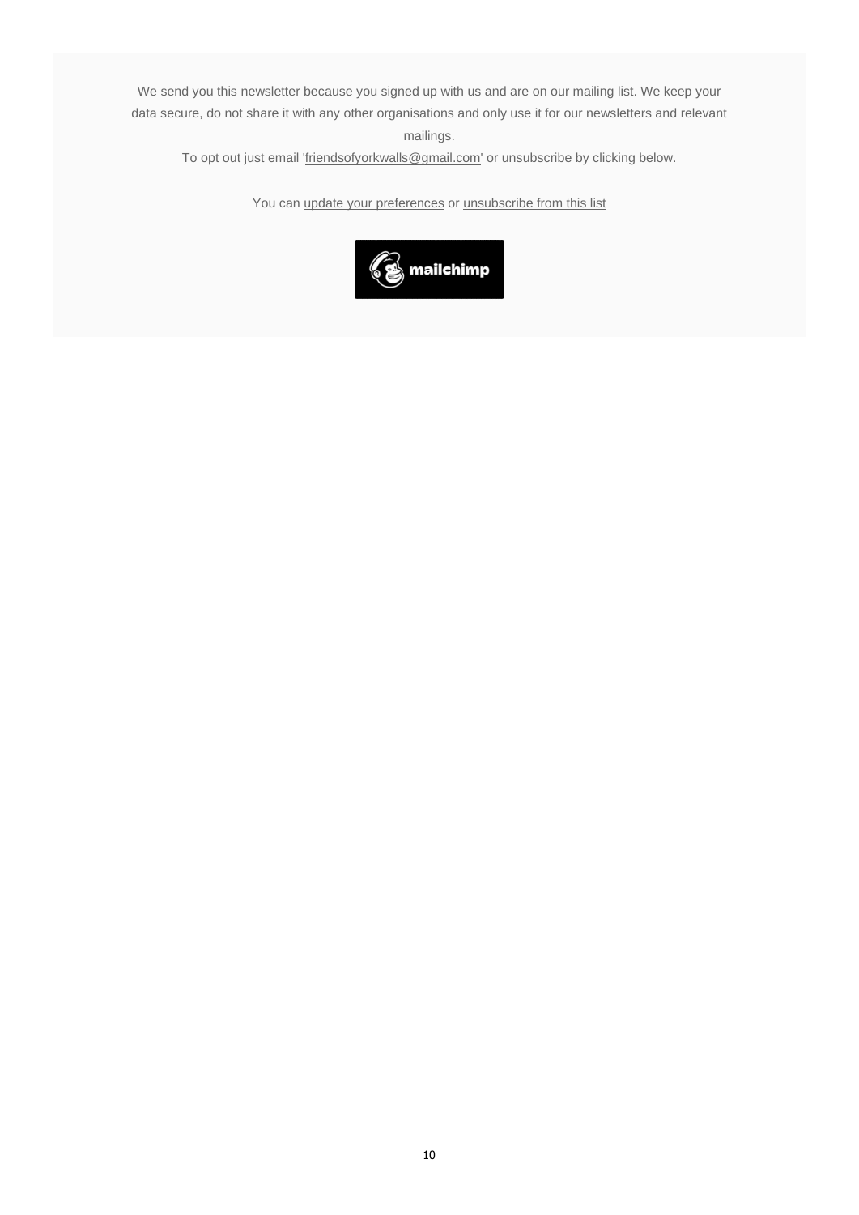We send you this newsletter because you signed up with us and are on our mailing list. We keep your data secure, do not share it with any other organisations and only use it for our newsletters and relevant mailings.

To opt out just email 'friendsofyorkwalls@gmail.com' or unsubscribe by clicking below.

You can update your preferences or unsubscribe from this list

mailchimp